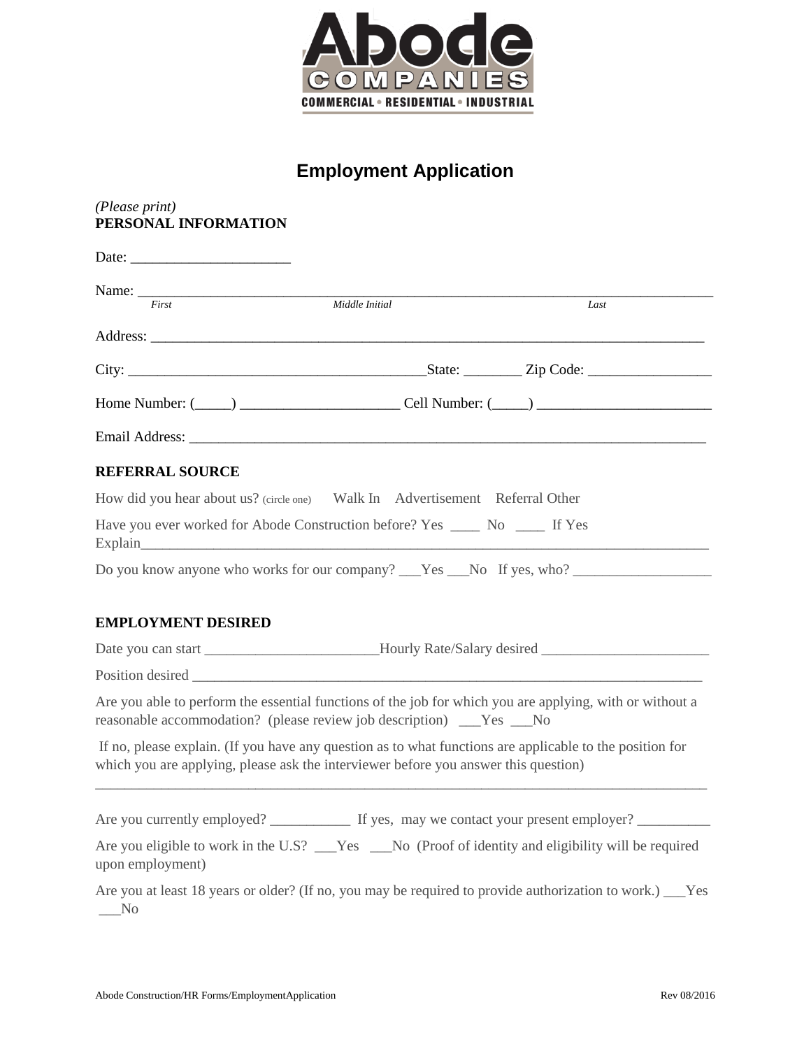Abode

COMPANIES

COMMERCIAL • RESIDENTIAL • INDUSTRIAL

# Employment Application

*(Please print)*

**PERSONAL INFORMATION**

Date: ______________________

Name: ________________________________________________________________________________
*First* *Middle Initial* *Last*

Address: ______________________________________________________________________________

City: ________________________________________State: ________ Zip Code: _________________

Home Number: (_____) ______________________ Cell Number: (_____) ________________________

Email Address: __________________________________________________________________________

**REFERRAL SOURCE**

How did you hear about us? (circle one) Walk In Advertisement Referral Other

Have you ever worked for Abode Construction before? Yes ____ No ____ If Yes Explain_____________________________________________________________________________

Do you know anyone who works for our company? ___Yes ___No If yes, who? __________________

**EMPLOYMENT DESIRED**

Date you can start ________________________Hourly Rate/Salary desired _______________________

Position desired ________________________________________________________________________

Are you able to perform the essential functions of the job for which you are applying, with or without a reasonable accommodation? (please review job description) ___Yes ___No

If no, please explain. (If you have any question as to what functions are applicable to the position for which you are applying, please ask the interviewer before you answer this question)

______________________________________________________________________________________

Are you currently employed? ___________ If yes, may we contact your present employer? __________

Are you eligible to work in the U.S? ___Yes ___No (Proof of identity and eligibility will be required upon employment)

Are you at least 18 years or older? (If no, you may be required to provide authorization to work.) ___Yes ___No

Abode Construction/HR Forms/EmploymentApplication Rev 08/2016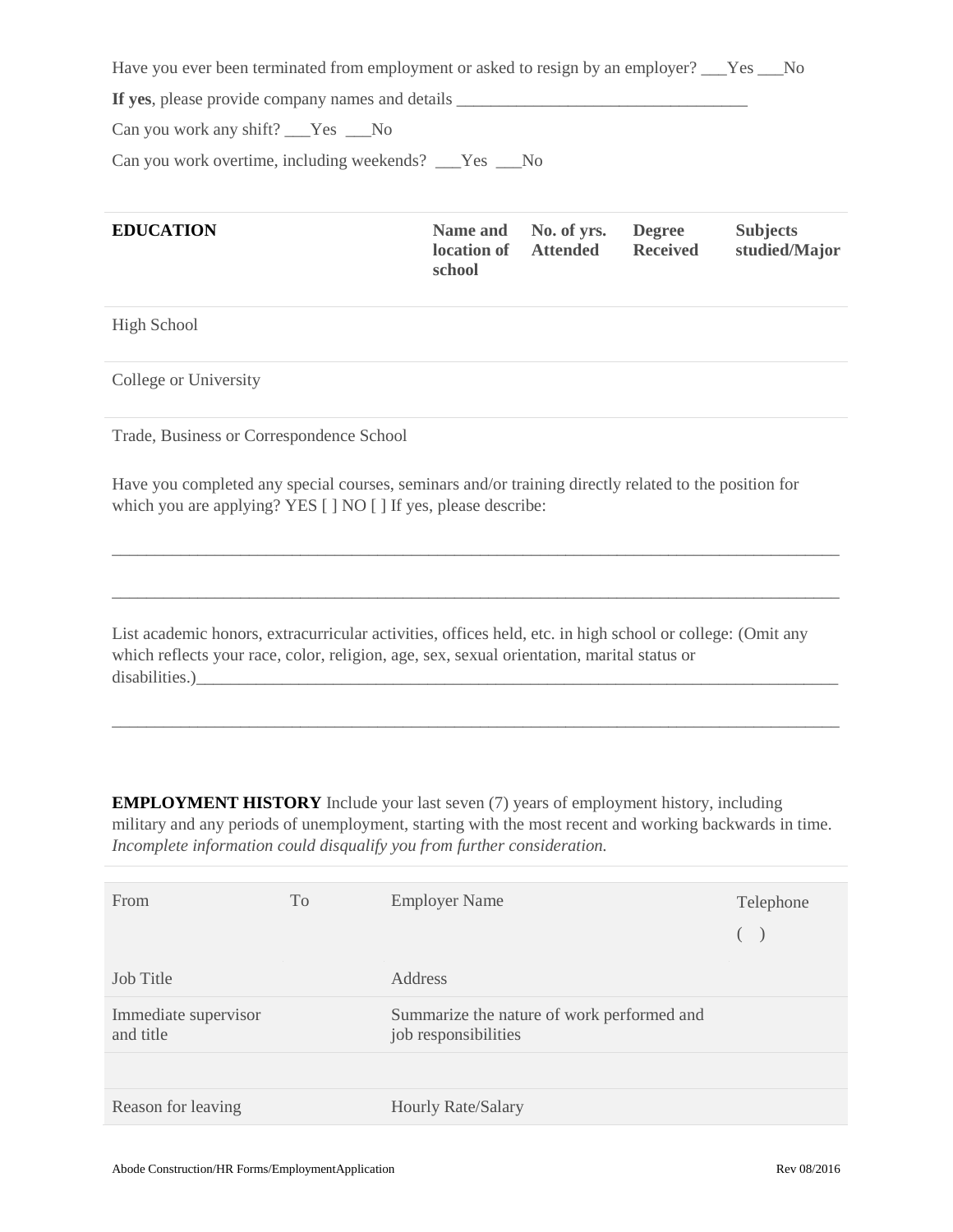Have you ever been terminated from employment or asked to resign by an employer? ___Yes ___No

**If yes**, please provide company names and details ___________________________________

Can you work any shift? ___Yes ___No

Can you work overtime, including weekends? ___Yes ___No

| **EDUCATION** | **Name and location of school** | **No. of yrs. Attended** | **Degree Received** | **Subjects studied/Major** |
|---|---|---|---|---|
| High School | | | | |
| College or University | | | | |
| Trade, Business or Correspondence School | | | | |

Have you completed any special courses, seminars and/or training directly related to the position for which you are applying? YES [ ] NO [ ] If yes, please describe:

_____________________________________________________________________________________

_____________________________________________________________________________________

List academic honors, extracurricular activities, offices held, etc. in high school or college: (Omit any which reflects your race, color, religion, age, sex, sexual orientation, marital status or disabilities.)___________________________________________________________________________

_____________________________________________________________________________________

**EMPLOYMENT HISTORY** Include your last seven (7) years of employment history, including military and any periods of unemployment, starting with the most recent and working backwards in time. *Incomplete information could disqualify you from further consideration.*

| From | To | Employer Name | Telephone ( ) |
|---|---|---|---|
| Job Title | | Address | |
| Immediate supervisor and title | | Summarize the nature of work performed and job responsibilities | |
| | | | |
| Reason for leaving | | Hourly Rate/Salary | |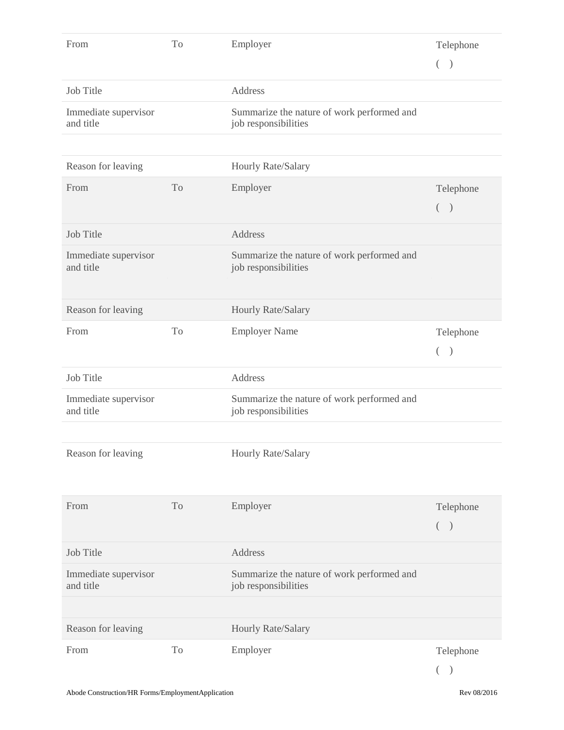| From | To | Employer | Telephone ( ) |
| --- | --- | --- | --- |
| Job Title | | Address | |
| Immediate supervisor and title | | Summarize the nature of work performed and job responsibilities | |
| | | | |
| Reason for leaving | | Hourly Rate/Salary | |

| From | To | Employer | Telephone ( ) |
| --- | --- | --- | --- |
| Job Title | | Address | |
| Immediate supervisor and title | | Summarize the nature of work performed and job responsibilities | |
| Reason for leaving | | Hourly Rate/Salary | |

| From | To | Employer Name | Telephone ( ) |
| --- | --- | --- | --- |
| Job Title | | Address | |
| Immediate supervisor and title | | Summarize the nature of work performed and job responsibilities | |
| | | | |
| Reason for leaving | | Hourly Rate/Salary | |

| From | To | Employer | Telephone ( ) |
| --- | --- | --- | --- |
| Job Title | | Address | |
| Immediate supervisor and title | | Summarize the nature of work performed and job responsibilities | |
| | | | |
| Reason for leaving | | Hourly Rate/Salary | |

| From | To | Employer | Telephone ( ) |
| --- | --- | --- | --- |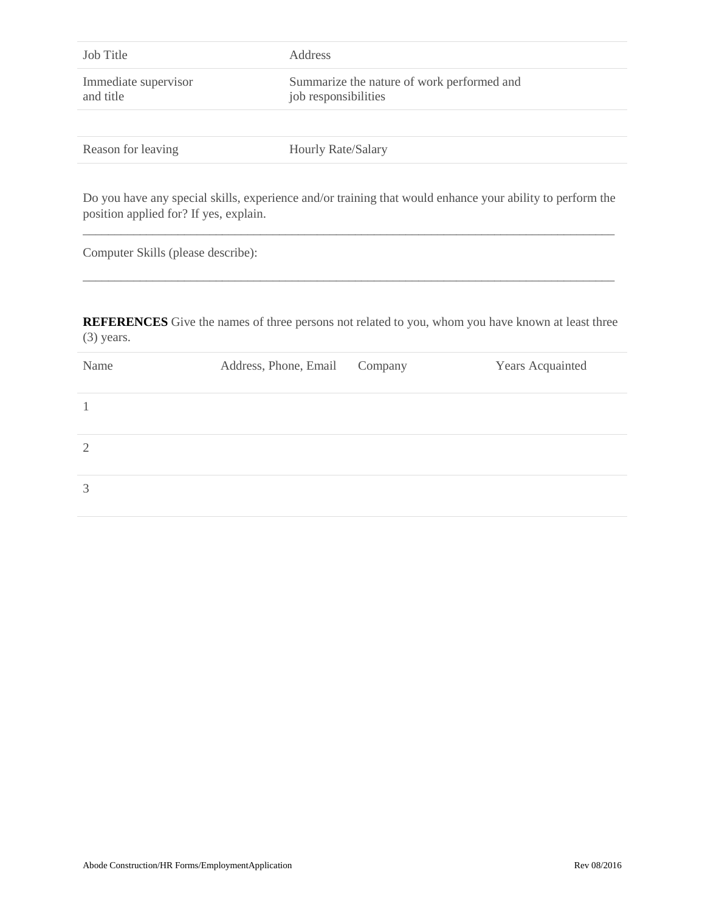| Job Title | Address |
|---|---|
| Immediate supervisor and title | Summarize the nature of work performed and job responsibilities |
| | |
| Reason for leaving | Hourly Rate/Salary |

Do you have any special skills, experience and/or training that would enhance your ability to perform the position applied for? If yes, explain.

___________________________________________________________________________________________

Computer Skills (please describe):

___________________________________________________________________________________________

**REFERENCES** Give the names of three persons not related to you, whom you have known at least three (3) years.

| Name | Address, Phone, Email | Company | Years Acquainted |
|---|---|---|---|
| 1 | | | |
| 2 | | | |
| 3 | | | |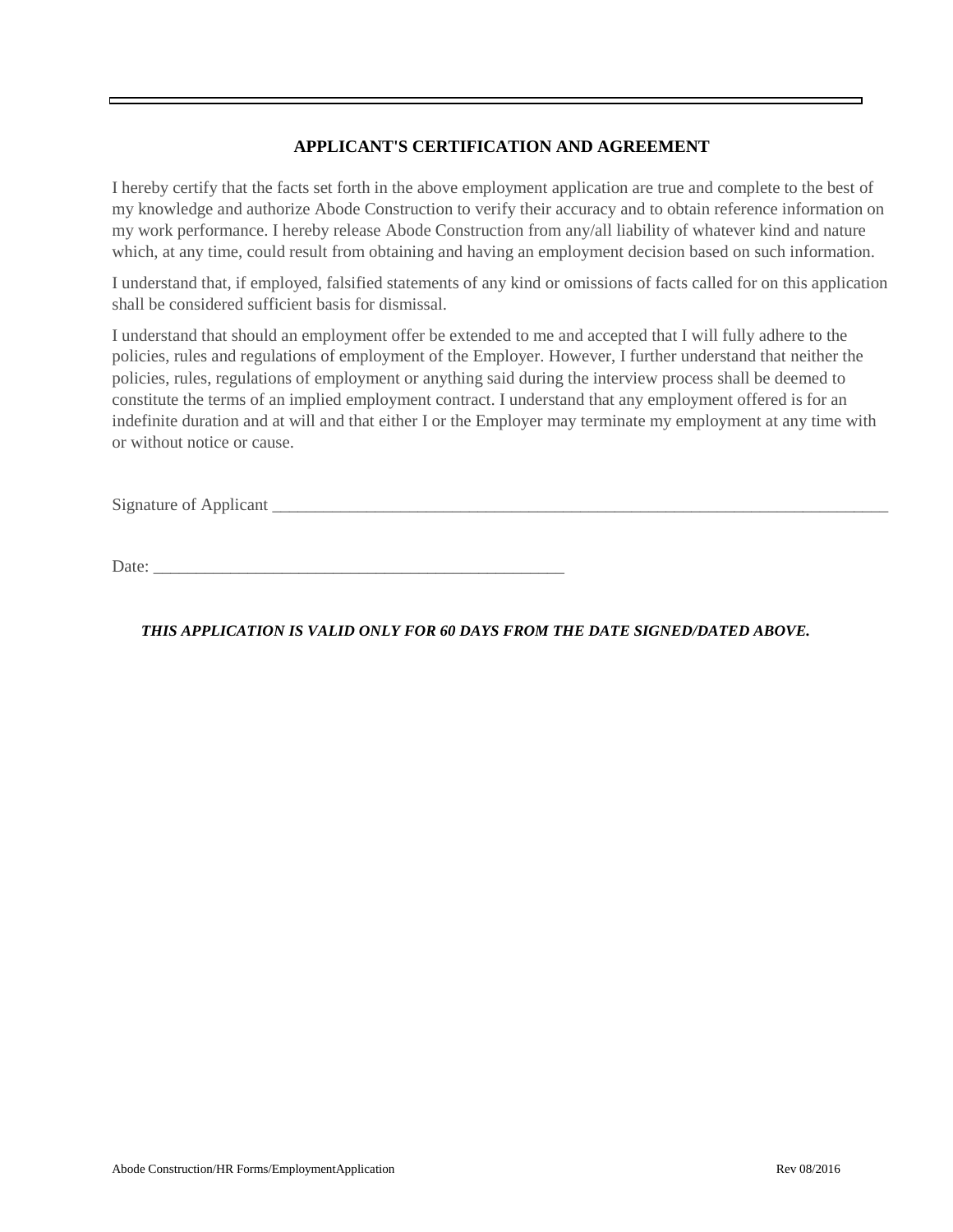## APPLICANT'S CERTIFICATION AND AGREEMENT

I hereby certify that the facts set forth in the above employment application are true and complete to the best of my knowledge and authorize Abode Construction to verify their accuracy and to obtain reference information on my work performance. I hereby release Abode Construction from any/all liability of whatever kind and nature which, at any time, could result from obtaining and having an employment decision based on such information.

I understand that, if employed, falsified statements of any kind or omissions of facts called for on this application shall be considered sufficient basis for dismissal.

I understand that should an employment offer be extended to me and accepted that I will fully adhere to the policies, rules and regulations of employment of the Employer. However, I further understand that neither the policies, rules, regulations of employment or anything said during the interview process shall be deemed to constitute the terms of an implied employment contract. I understand that any employment offered is for an indefinite duration and at will and that either I or the Employer may terminate my employment at any time with or without notice or cause.

Signature of Applicant ___________________________________________________________________________

Date: __________________________________________________

***THIS APPLICATION IS VALID ONLY FOR 60 DAYS FROM THE DATE SIGNED/DATED ABOVE.***